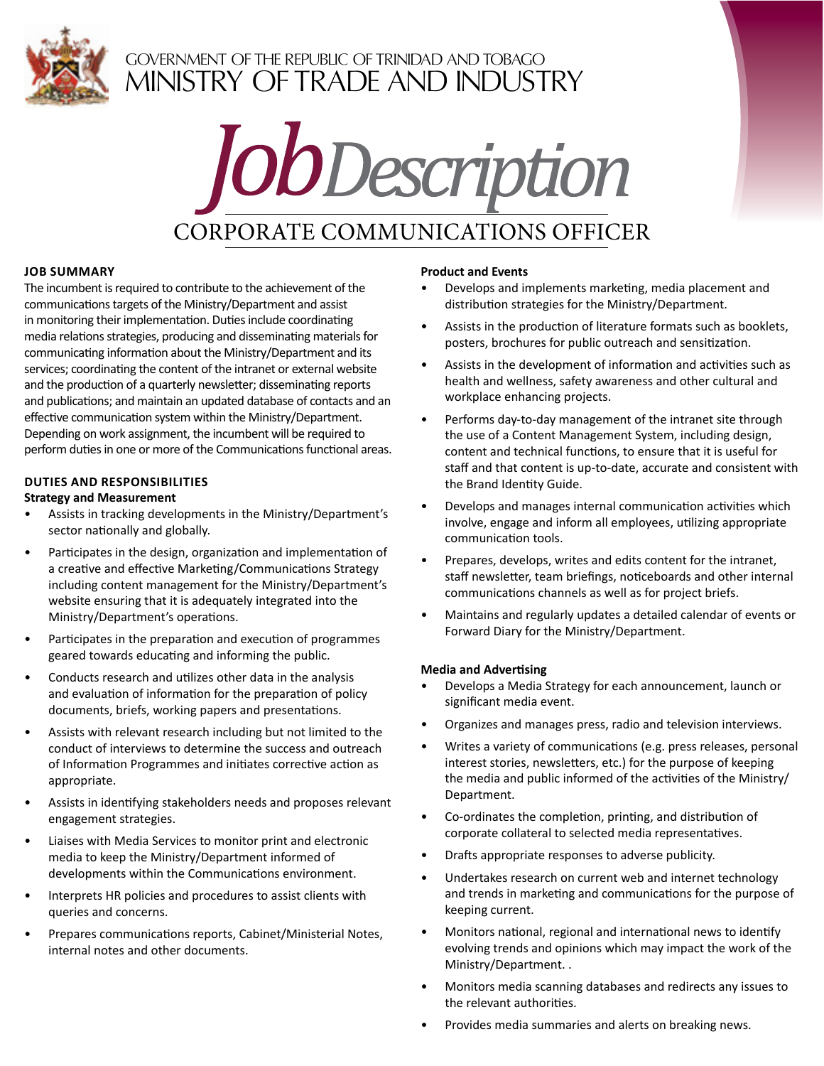GOVERNMENT OF THE REPUBLIC OF TRINIDAD AND TOBAGO

MINISTRY OF TRADE AND INDUSTRY

# *Job Description*

## CORPORATE COMMUNICATIONS OFFICER

**JOB SUMMARY**

The incumbent is required to contribute to the achievement of the communications targets of the Ministry/Department and assist in monitoring their implementation. Duties include coordinating media relations strategies, producing and disseminating materials for communicating information about the Ministry/Department and its services; coordinating the content of the intranet or external website and the production of a quarterly newsletter; disseminating reports and publications; and maintain an updated database of contacts and an effective communication system within the Ministry/Department. Depending on work assignment, the incumbent will be required to perform duties in one or more of the Communications functional areas.

**DUTIES AND RESPONSIBILITIES**

**Strategy and Measurement**

- Assists in tracking developments in the Ministry/Department's sector nationally and globally.
- Participates in the design, organization and implementation of a creative and effective Marketing/Communications Strategy including content management for the Ministry/Department's website ensuring that it is adequately integrated into the Ministry/Department's operations.
- Participates in the preparation and execution of programmes geared towards educating and informing the public.
- Conducts research and utilizes other data in the analysis and evaluation of information for the preparation of policy documents, briefs, working papers and presentations.
- Assists with relevant research including but not limited to the conduct of interviews to determine the success and outreach of Information Programmes and initiates corrective action as appropriate.
- Assists in identifying stakeholders needs and proposes relevant engagement strategies.
- Liaises with Media Services to monitor print and electronic media to keep the Ministry/Department informed of developments within the Communications environment.
- Interprets HR policies and procedures to assist clients with queries and concerns.
- Prepares communications reports, Cabinet/Ministerial Notes, internal notes and other documents.

**Product and Events**

- Develops and implements marketing, media placement and distribution strategies for the Ministry/Department.
- Assists in the production of literature formats such as booklets, posters, brochures for public outreach and sensitization.
- Assists in the development of information and activities such as health and wellness, safety awareness and other cultural and workplace enhancing projects.
- Performs day-to-day management of the intranet site through the use of a Content Management System, including design, content and technical functions, to ensure that it is useful for staff and that content is up-to-date, accurate and consistent with the Brand Identity Guide.
- Develops and manages internal communication activities which involve, engage and inform all employees, utilizing appropriate communication tools.
- Prepares, develops, writes and edits content for the intranet, staff newsletter, team briefings, noticeboards and other internal communications channels as well as for project briefs.
- Maintains and regularly updates a detailed calendar of events or Forward Diary for the Ministry/Department.

**Media and Advertising**

- Develops a Media Strategy for each announcement, launch or significant media event.
- Organizes and manages press, radio and television interviews.
- Writes a variety of communications (e.g. press releases, personal interest stories, newsletters, etc.) for the purpose of keeping the media and public informed of the activities of the Ministry/Department.
- Co-ordinates the completion, printing, and distribution of corporate collateral to selected media representatives.
- Drafts appropriate responses to adverse publicity.
- Undertakes research on current web and internet technology and trends in marketing and communications for the purpose of keeping current.
- Monitors national, regional and international news to identify evolving trends and opinions which may impact the work of the Ministry/Department. .
- Monitors media scanning databases and redirects any issues to the relevant authorities.
- Provides media summaries and alerts on breaking news.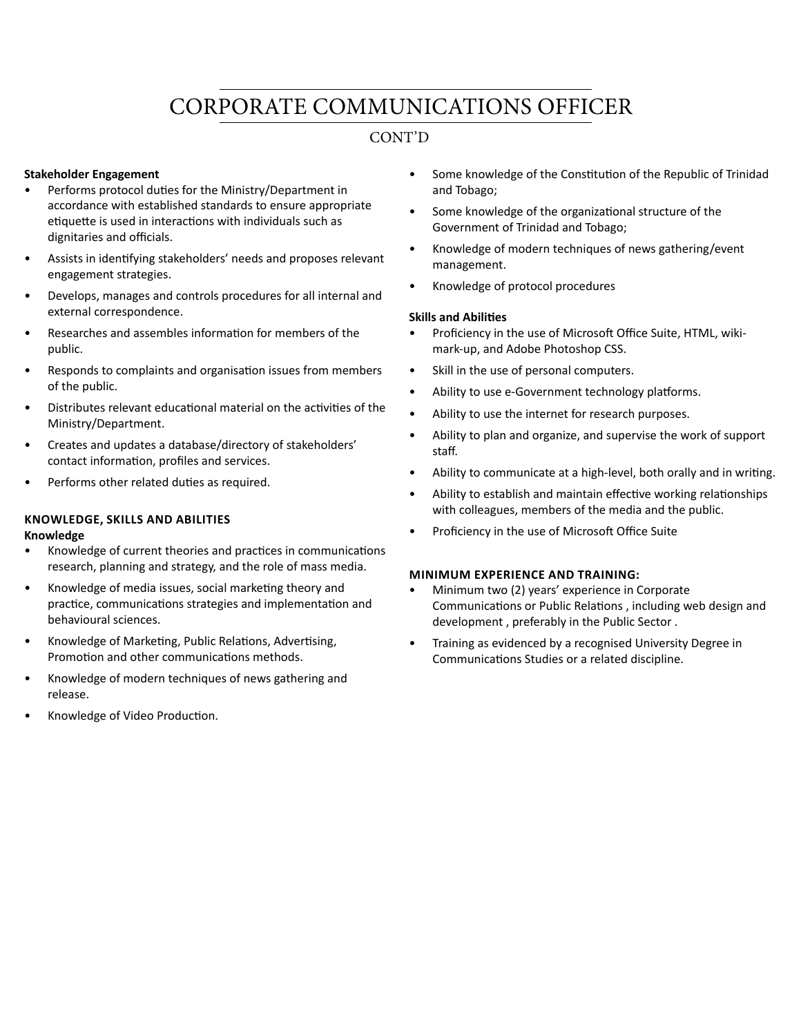# CORPORATE COMMUNICATIONS OFFICER

## CONT'D

**Stakeholder Engagement**

- Performs protocol duties for the Ministry/Department in accordance with established standards to ensure appropriate etiquette is used in interactions with individuals such as dignitaries and officials.
- Assists in identifying stakeholders' needs and proposes relevant engagement strategies.
- Develops, manages and controls procedures for all internal and external correspondence.
- Researches and assembles information for members of the public.
- Responds to complaints and organisation issues from members of the public.
- Distributes relevant educational material on the activities of the Ministry/Department.
- Creates and updates a database/directory of stakeholders' contact information, profiles and services.
- Performs other related duties as required.

### KNOWLEDGE, SKILLS AND ABILITIES

**Knowledge**

- Knowledge of current theories and practices in communications research, planning and strategy, and the role of mass media.
- Knowledge of media issues, social marketing theory and practice, communications strategies and implementation and behavioural sciences.
- Knowledge of Marketing, Public Relations, Advertising, Promotion and other communications methods.
- Knowledge of modern techniques of news gathering and release.
- Knowledge of Video Production.
- Some knowledge of the Constitution of the Republic of Trinidad and Tobago;
- Some knowledge of the organizational structure of the Government of Trinidad and Tobago;
- Knowledge of modern techniques of news gathering/event management.
- Knowledge of protocol procedures

**Skills and Abilities**

- Proficiency in the use of Microsoft Office Suite, HTML, wiki-mark-up, and Adobe Photoshop CSS.
- Skill in the use of personal computers.
- Ability to use e-Government technology platforms.
- Ability to use the internet for research purposes.
- Ability to plan and organize, and supervise the work of support staff.
- Ability to communicate at a high-level, both orally and in writing.
- Ability to establish and maintain effective working relationships with colleagues, members of the media and the public.
- Proficiency in the use of Microsoft Office Suite

### MINIMUM EXPERIENCE AND TRAINING:

- Minimum two (2) years' experience in Corporate Communications or Public Relations , including web design and development , preferably in the Public Sector .
- Training as evidenced by a recognised University Degree in Communications Studies or a related discipline.